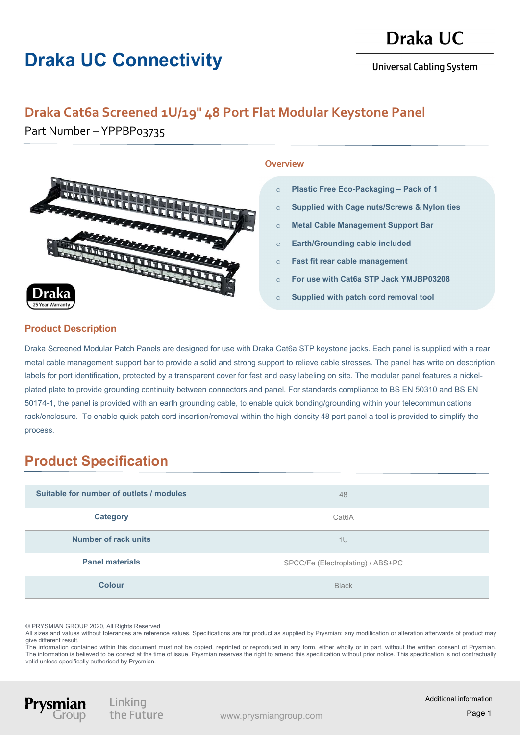# Draka UC Connectivity

Draka UC

Universal Cabling System

## Draka Cat6a Screened 1U/19" 48 Port Flat Modular Keystone Panel

Part Number – YPPBP03735

### Overview

- **Plastic Free Eco-Packaging – Pack of 1**
- **Supplied with Cage nuts/Screws & Nylon ties**
- **Metal Cable Management Support Bar**
- **Earth/Grounding cable included**
- **Fast fit rear cable management**
- **For use with Cat6a STP Jack YMJBP03208**
- **Supplied with patch cord removal tool**

### Product Description

Draka Screened Modular Patch Panels are designed for use with Draka Cat6a STP keystone jacks. Each panel is supplied with a rear metal cable management support bar to provide a solid and strong support to relieve cable stresses. The panel has write on description labels for port identification, protected by a transparent cover for fast and easy labeling on site. The modular panel features a nickel-plated plate to provide grounding continuity between connectors and panel. For standards compliance to BS EN 50310 and BS EN 50174-1, the panel is provided with an earth grounding cable, to enable quick bonding/grounding within your telecommunications rack/enclosure. To enable quick patch cord insertion/removal within the high-density 48 port panel a tool is provided to simplify the process.

## Product Specification

| Suitable for number of outlets / modules | 48 |
|---|---|
| **Category** | Cat6A |
| **Number of rack units** | 1U |
| **Panel materials** | SPCC/Fe (Electroplating) / ABS+PC |
| **Colour** | Black |

© PRYSMIAN GROUP 2020, All Rights Reserved
All sizes and values without tolerances are reference values. Specifications are for product as supplied by Prysmian: any modification or alteration afterwards of product may give different result.
The information contained within this document must not be copied, reprinted or reproduced in any form, either wholly or in part, without the written consent of Prysmian. The information is believed to be correct at the time of issue. Prysmian reserves the right to amend this specification without prior notice. This specification is not contractually valid unless specifically authorised by Prysmian.

Prysmian Group — Linking the Future — www.prysmiangroup.com — Additional information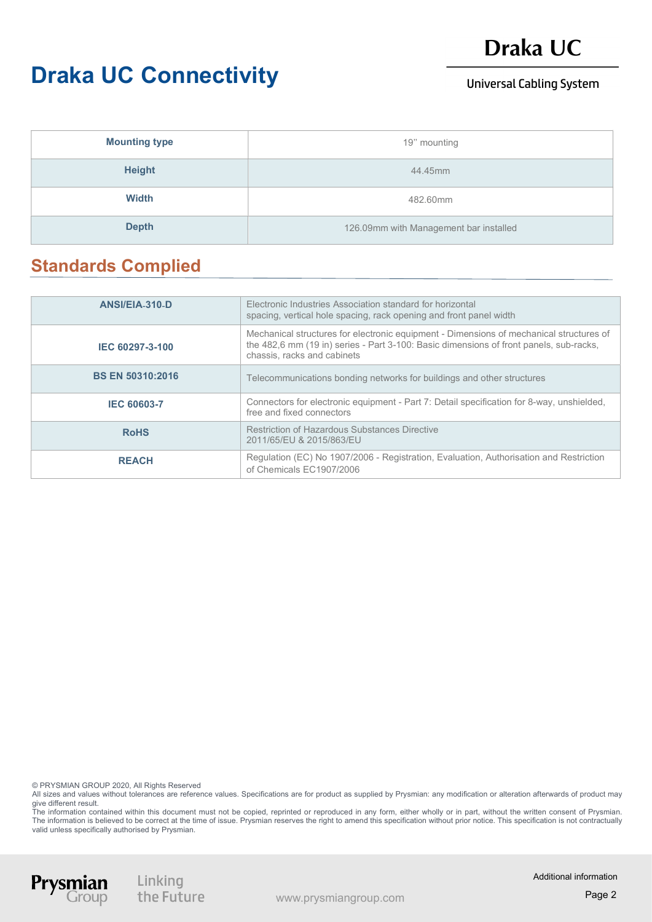# Draka UC Connectivity

| Mounting type | 19'' mounting |
|---|---|
| Height | 44.45mm |
| Width | 482.60mm |
| Depth | 126.09mm with Management bar installed |

## Standards Complied

| ANSI/EIA-310-D | Electronic Industries Association standard for horizontal spacing, vertical hole spacing, rack opening and front panel width |
|---|---|
| IEC 60297-3-100 | Mechanical structures for electronic equipment - Dimensions of mechanical structures of the 482,6 mm (19 in) series - Part 3-100: Basic dimensions of front panels, sub-racks, chassis, racks and cabinets |
| BS EN 50310:2016 | Telecommunications bonding networks for buildings and other structures |
| IEC 60603-7 | Connectors for electronic equipment - Part 7: Detail specification for 8-way, unshielded, free and fixed connectors |
| RoHS | Restriction of Hazardous Substances Directive 2011/65/EU & 2015/863/EU |
| REACH | Regulation (EC) No 1907/2006 - Registration, Evaluation, Authorisation and Restriction of Chemicals EC1907/2006 |

© PRYSMIAN GROUP 2020, All Rights Reserved
All sizes and values without tolerances are reference values. Specifications are for product as supplied by Prysmian: any modification or alteration afterwards of product may give different result.
The information contained within this document must not be copied, reprinted or reproduced in any form, either wholly or in part, without the written consent of Prysmian. The information is believed to be correct at the time of issue. Prysmian reserves the right to amend this specification without prior notice. This specification is not contractually valid unless specifically authorised by Prysmian.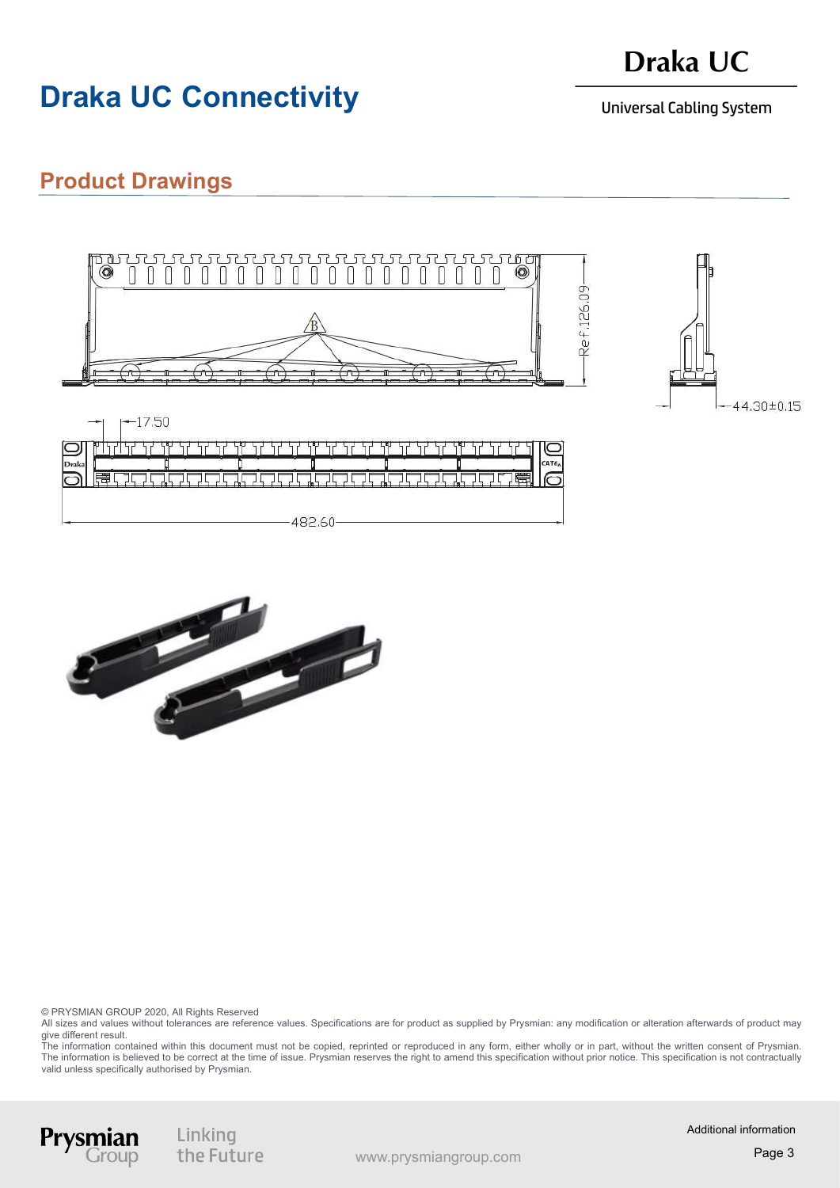# Draka UC Connectivity

Draka UC

Universal Cabling System

## Product Drawings

Ref.126.09

44.30±0.15

17.50

482.60

Draka

CAT6A

B

© PRYSMIAN GROUP 2020, All Rights Reserved

All sizes and values without tolerances are reference values. Specifications are for product as supplied by Prysmian: any modification or alteration afterwards of product may give different result.

The information contained within this document must not be copied, reprinted or reproduced in any form, either wholly or in part, without the written consent of Prysmian. The information is believed to be correct at the time of issue. Prysmian reserves the right to amend this specification without prior notice. This specification is not contractually valid unless specifically authorised by Prysmian.

Prysmian Group | Linking the Future | www.prysmiangroup.com | Additional information